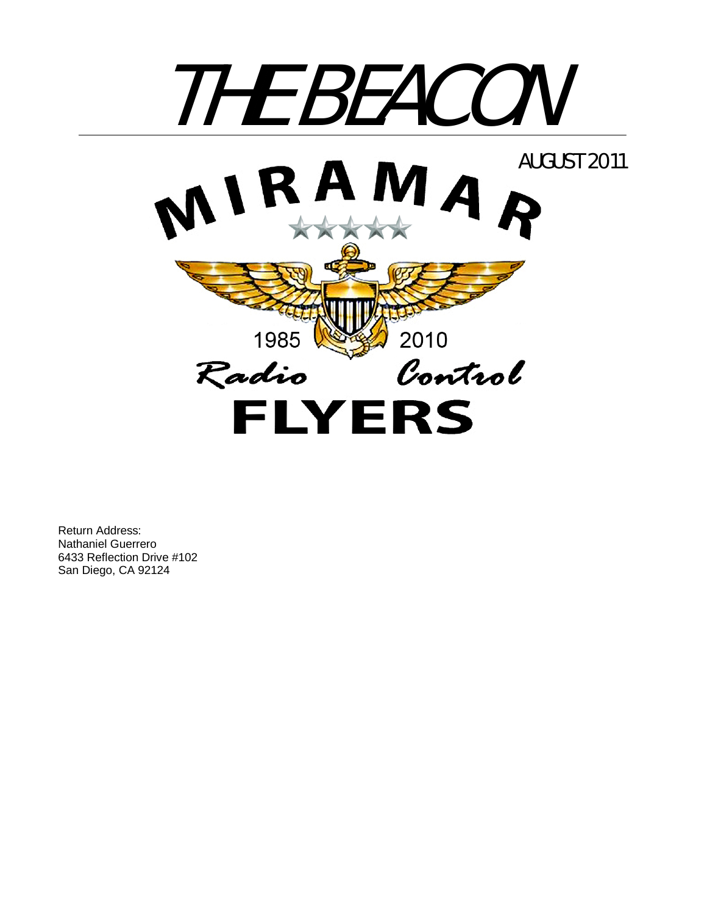# THE BEACON

AUGUST 2011

MIRAMAR

1985 2010

Radio Control

FLYERS

Return Address:
Nathaniel Guerrero
6433 Reflection Drive #102
San Diego, CA 92124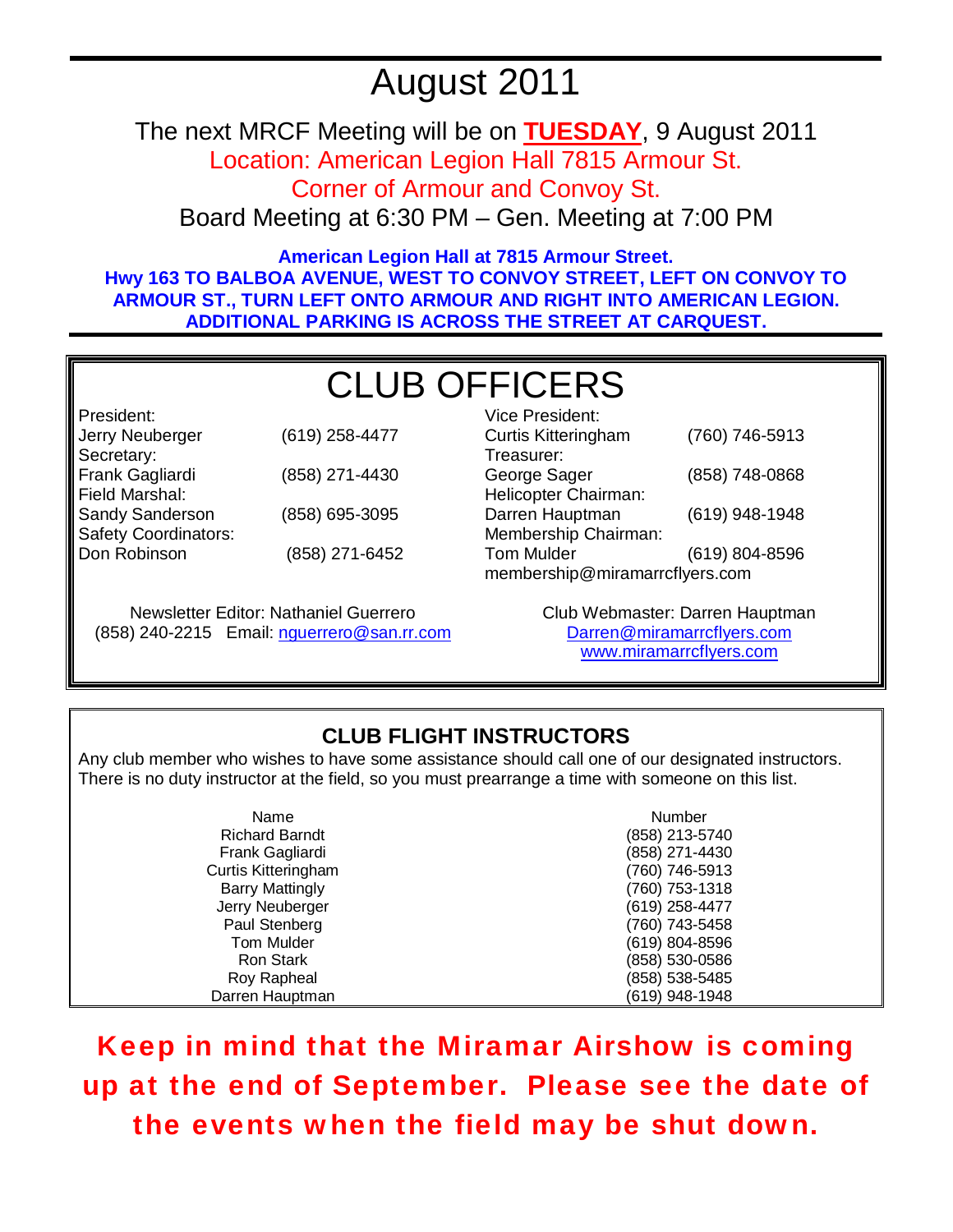# August 2011

The next MRCF Meeting will be on **TUESDAY**, 9 August 2011

Location: American Legion Hall 7815 Armour St.

Corner of Armour and Convoy St.

Board Meeting at 6:30 PM – Gen. Meeting at 7:00 PM

**American Legion Hall at 7815 Armour Street.**
**Hwy 163 TO BALBOA AVENUE, WEST TO CONVOY STREET, LEFT ON CONVOY TO ARMOUR ST., TURN LEFT ONTO ARMOUR AND RIGHT INTO AMERICAN LEGION. ADDITIONAL PARKING IS ACROSS THE STREET AT CARQUEST.**

## CLUB OFFICERS

| Position | Name | Phone |
|---|---|---|
| President: | Jerry Neuberger | (619) 258-4477 |
| Secretary: | Frank Gagliardi | (858) 271-4430 |
| Field Marshal: | Sandy Sanderson | (858) 695-3095 |
| Safety Coordinators: | Don Robinson | (858) 271-6452 |
| Vice President: | Curtis Kitteringham | (760) 746-5913 |
| Treasurer: | George Sager | (858) 748-0868 |
| Helicopter Chairman: | Darren Hauptman | (619) 948-1948 |
| Membership Chairman: | Tom Mulder | (619) 804-8596 |

membership@miramarrcflyers.com

Newsletter Editor: Nathaniel Guerrero
(858) 240-2215 Email: nguerrero@san.rr.com

Club Webmaster: Darren Hauptman
Darren@miramarrcflyers.com
www.miramarrcflyers.com

## CLUB FLIGHT INSTRUCTORS

Any club member who wishes to have some assistance should call one of our designated instructors. There is no duty instructor at the field, so you must prearrange a time with someone on this list.

| Name | Number |
|---|---|
| Richard Barndt | (858) 213-5740 |
| Frank Gagliardi | (858) 271-4430 |
| Curtis Kitteringham | (760) 746-5913 |
| Barry Mattingly | (760) 753-1318 |
| Jerry Neuberger | (619) 258-4477 |
| Paul Stenberg | (760) 743-5458 |
| Tom Mulder | (619) 804-8596 |
| Ron Stark | (858) 530-0586 |
| Roy Rapheal | (858) 538-5485 |
| Darren Hauptman | (619) 948-1948 |

**Keep in mind that the Miramar Airshow is coming up at the end of September. Please see the date of the events when the field may be shut down.**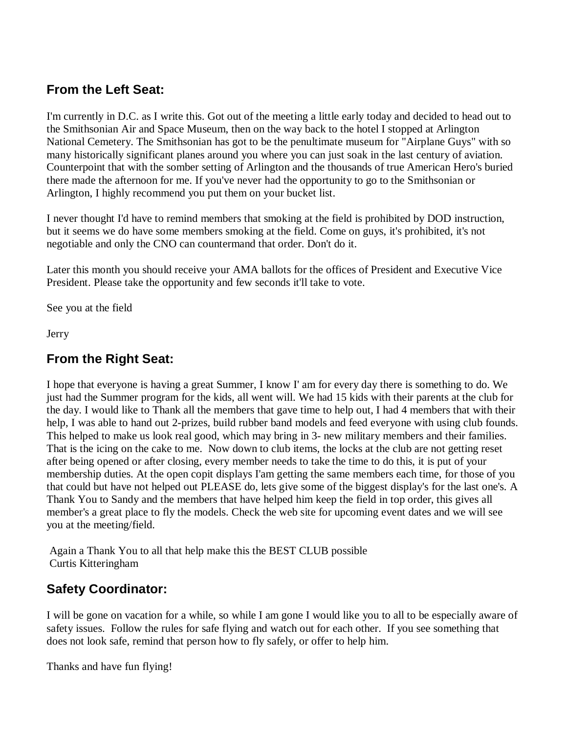## From the Left Seat:

I'm currently in D.C. as I write this. Got out of the meeting a little early today and decided to head out to the Smithsonian Air and Space Museum, then on the way back to the hotel I stopped at Arlington National Cemetery. The Smithsonian has got to be the penultimate museum for "Airplane Guys" with so many historically significant planes around you where you can just soak in the last century of aviation. Counterpoint that with the somber setting of Arlington and the thousands of true American Hero's buried there made the afternoon for me. If you've never had the opportunity to go to the Smithsonian or Arlington, I highly recommend you put them on your bucket list.

I never thought I'd have to remind members that smoking at the field is prohibited by DOD instruction, but it seems we do have some members smoking at the field. Come on guys, it's prohibited, it's not negotiable and only the CNO can countermand that order. Don't do it.

Later this month you should receive your AMA ballots for the offices of President and Executive Vice President. Please take the opportunity and few seconds it'll take to vote.

See you at the field

Jerry

## From the Right Seat:

I hope that everyone is having a great Summer, I know I' am for every day there is something to do. We just had the Summer program for the kids, all went will. We had 15 kids with their parents at the club for the day. I would like to Thank all the members that gave time to help out, I had 4 members that with their help, I was able to hand out 2-prizes, build rubber band models and feed everyone with using club founds. This helped to make us look real good, which may bring in 3- new military members and their families. That is the icing on the cake to me. Now down to club items, the locks at the club are not getting reset after being opened or after closing, every member needs to take the time to do this, it is put of your membership duties. At the open copit displays I'am getting the same members each time, for those of you that could but have not helped out PLEASE do, lets give some of the biggest display's for the last one's. A Thank You to Sandy and the members that have helped him keep the field in top order, this gives all member's a great place to fly the models. Check the web site for upcoming event dates and we will see you at the meeting/field.

Again a Thank You to all that help make this the BEST CLUB possible
Curtis Kitteringham

## Safety Coordinator:

I will be gone on vacation for a while, so while I am gone I would like you to all to be especially aware of safety issues. Follow the rules for safe flying and watch out for each other. If you see something that does not look safe, remind that person how to fly safely, or offer to help him.

Thanks and have fun flying!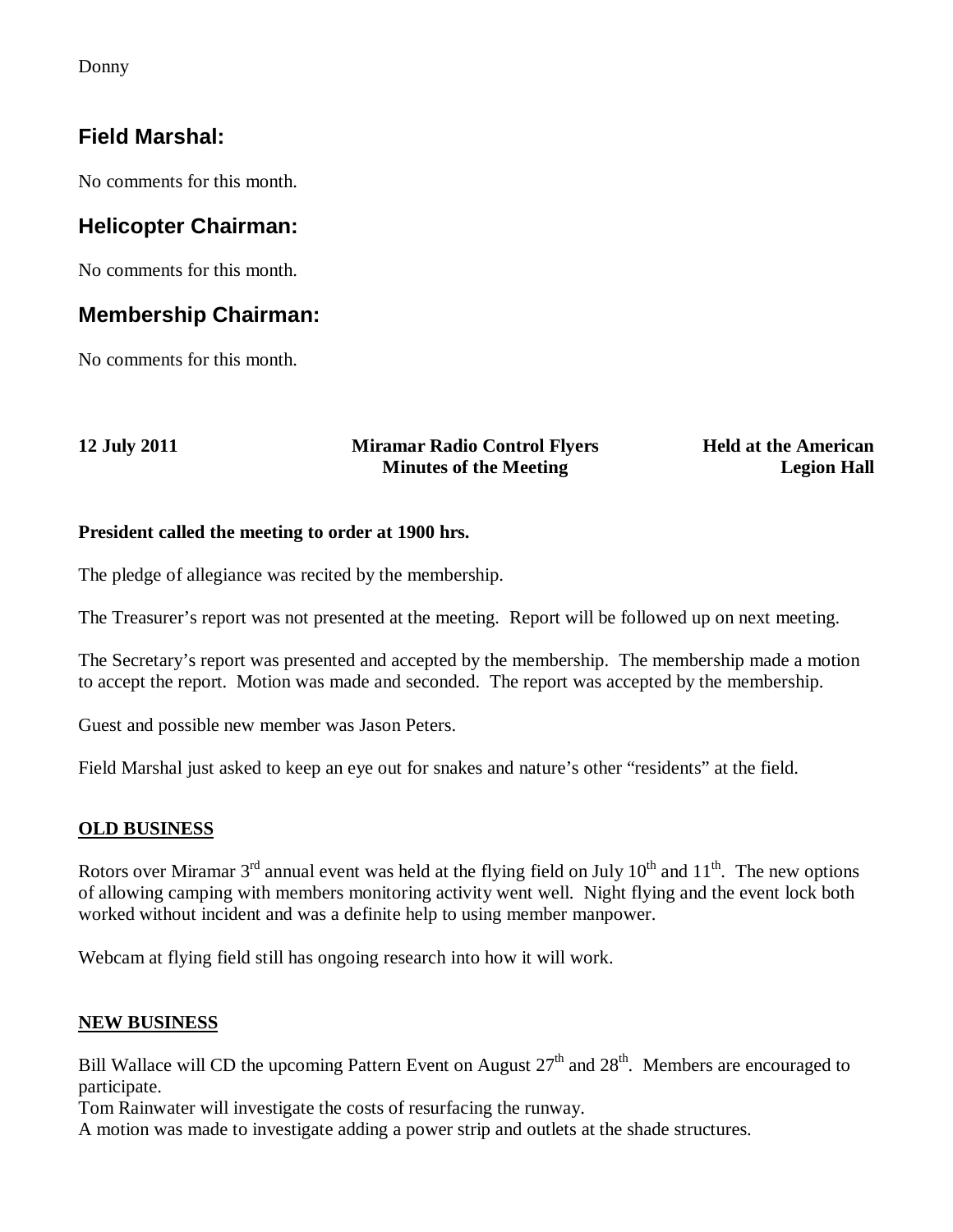Donny

## Field Marshal:

No comments for this month.

## Helicopter Chairman:

No comments for this month.

## Membership Chairman:

No comments for this month.

**12 July 2011** | **Miramar Radio Control Flyers Minutes of the Meeting** | **Held at the American Legion Hall**

**President called the meeting to order at 1900 hrs.**

The pledge of allegiance was recited by the membership.

The Treasurer's report was not presented at the meeting. Report will be followed up on next meeting.

The Secretary's report was presented and accepted by the membership. The membership made a motion to accept the report. Motion was made and seconded. The report was accepted by the membership.

Guest and possible new member was Jason Peters.

Field Marshal just asked to keep an eye out for snakes and nature's other "residents" at the field.

**OLD BUSINESS**

Rotors over Miramar 3rd annual event was held at the flying field on July 10th and 11th. The new options of allowing camping with members monitoring activity went well. Night flying and the event lock both worked without incident and was a definite help to using member manpower.

Webcam at flying field still has ongoing research into how it will work.

**NEW BUSINESS**

Bill Wallace will CD the upcoming Pattern Event on August 27th and 28th. Members are encouraged to participate.
Tom Rainwater will investigate the costs of resurfacing the runway.
A motion was made to investigate adding a power strip and outlets at the shade structures.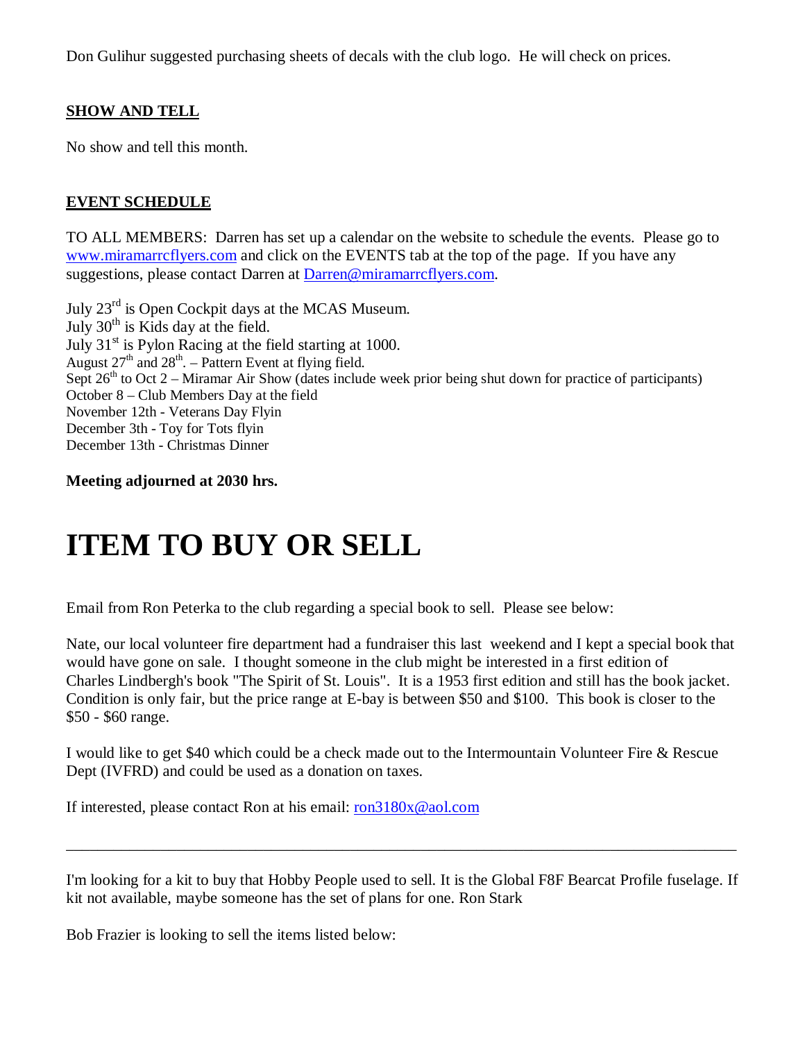Don Gulihur suggested purchasing sheets of decals with the club logo. He will check on prices.

**SHOW AND TELL**

No show and tell this month.

**EVENT SCHEDULE**

TO ALL MEMBERS: Darren has set up a calendar on the website to schedule the events. Please go to www.miramarrcflyers.com and click on the EVENTS tab at the top of the page. If you have any suggestions, please contact Darren at Darren@miramarrcflyers.com.

July 23rd is Open Cockpit days at the MCAS Museum.
July 30th is Kids day at the field.
July 31st is Pylon Racing at the field starting at 1000.
August 27th and 28th. – Pattern Event at flying field.
Sept 26th to Oct 2 – Miramar Air Show (dates include week prior being shut down for practice of participants)
October 8 – Club Members Day at the field
November 12th - Veterans Day Flyin
December 3th - Toy for Tots flyin
December 13th - Christmas Dinner

**Meeting adjourned at 2030 hrs.**

# ITEM TO BUY OR SELL

Email from Ron Peterka to the club regarding a special book to sell. Please see below:

Nate, our local volunteer fire department had a fundraiser this last weekend and I kept a special book that would have gone on sale. I thought someone in the club might be interested in a first edition of Charles Lindbergh's book "The Spirit of St. Louis". It is a 1953 first edition and still has the book jacket. Condition is only fair, but the price range at E-bay is between $50 and $100. This book is closer to the $50 - $60 range.

I would like to get $40 which could be a check made out to the Intermountain Volunteer Fire & Rescue Dept (IVFRD) and could be used as a donation on taxes.

If interested, please contact Ron at his email: ron3180x@aol.com

---

I'm looking for a kit to buy that Hobby People used to sell. It is the Global F8F Bearcat Profile fuselage. If kit not available, maybe someone has the set of plans for one. Ron Stark

Bob Frazier is looking to sell the items listed below: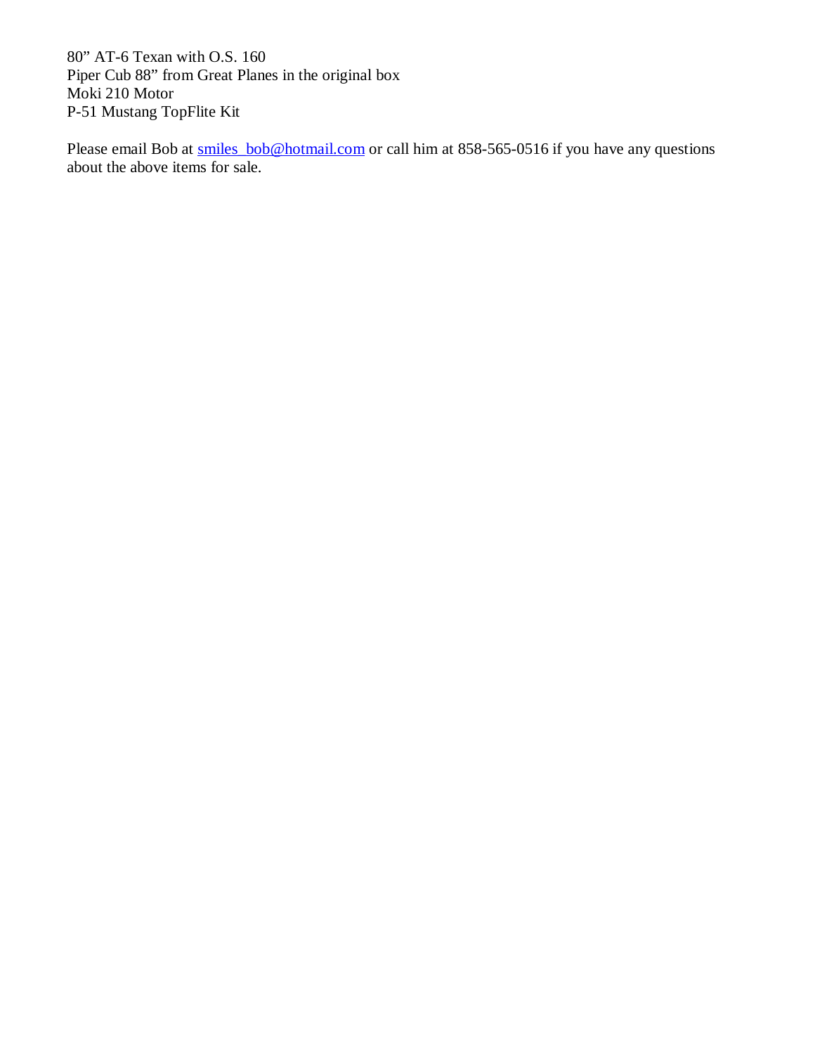80” AT-6 Texan with O.S. 160
Piper Cub 88” from Great Planes in the original box
Moki 210 Motor
P-51 Mustang TopFlite Kit

Please email Bob at smiles_bob@hotmail.com or call him at 858-565-0516 if you have any questions about the above items for sale.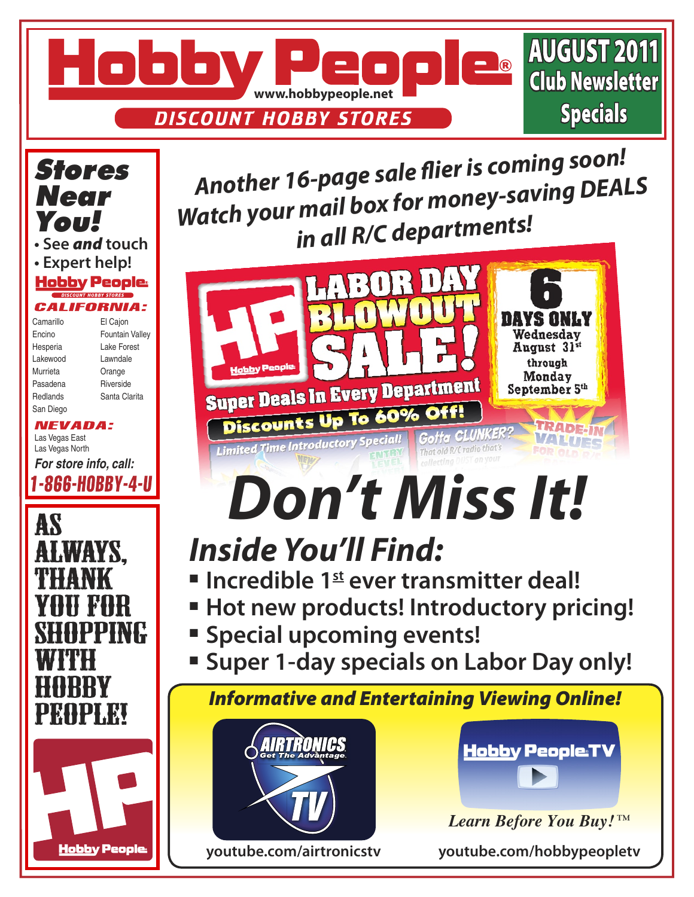# Hobby People®

www.hobbypeople.net

*DISCOUNT HOBBY STORES*

**AUGUST 2011 Club Newsletter Specials**

## *Stores Near You!*

- See ***and*** touch
- Expert help!

**Hobby People**

DISCOUNT HOBBY STORES

### *CALIFORNIA:*

| | |
|---|---|
| Camarillo | El Cajon |
| Encino | Fountain Valley |
| Hesperia | Lake Forest |
| Lakewood | Lawndale |
| Murrieta | Orange |
| Pasadena | Riverside |
| Redlands | Santa Clarita |
| San Diego | |

### *NEVADA:*

Las Vegas East
Las Vegas North

*For store info, call:*

**1-866-HOBBY-4-U**

**AS ALWAYS, THANK YOU FOR SHOPPING WITH HOBBY PEOPLE!**

## *Another 16-page sale flier is coming soon! Watch your mail box for money-saving DEALS in all R/C departments!*

**LABOR DAY BLOWOUT SALE!**

**6 DAYS ONLY** Wednesday August 31st through Monday September 5th

**Super Deals In Every Department**

**Discounts Up To 60% Off!**

Limited Time Introductory Special!

Gotta CLUNKER? That old R/C radio that's collecting DUST on your

TRADE-IN VALUES FOR OLD R/C

# *Don't Miss It!*

## *Inside You'll Find:*

- **Incredible 1st ever transmitter deal!**
- **Hot new products! Introductory pricing!**
- **Special upcoming events!**
- **Super 1-day specials on Labor Day only!**

### *Informative and Entertaining Viewing Online!*

AIRTRONICS Get The Advantage. TV

youtube.com/airtronicstv

Hobby People TV

*Learn Before You Buy!*™

youtube.com/hobbypeopletv